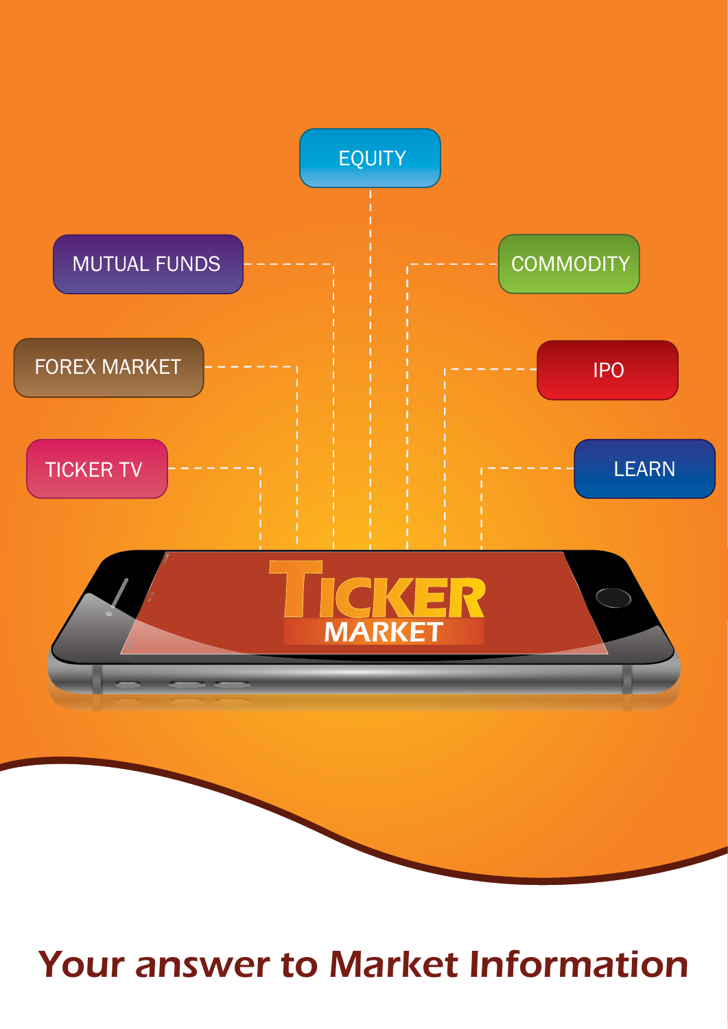EQUITY

MUTUAL FUNDS

COMMODITY

FOREX MARKET

IPO

TICKER TV

LEARN

TICKER MARKET

# Your answer to Market Information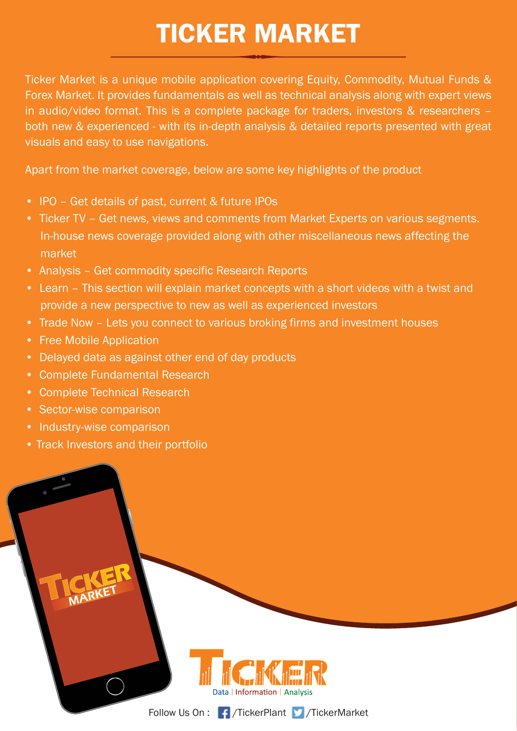# TICKER MARKET

Ticker Market is a unique mobile application covering Equity, Commodity, Mutual Funds & Forex Market. It provides fundamentals as well as technical analysis along with expert views in audio/video format. This is a complete package for traders, investors & researchers – both new & experienced - with its in-depth analysis & detailed reports presented with great visuals and easy to use navigations.

Apart from the market coverage, below are some key highlights of the product

- IPO – Get details of past, current & future IPOs
- Ticker TV – Get news, views and comments from Market Experts on various segments. In-house news coverage provided along with other miscellaneous news affecting the market
- Analysis – Get commodity specific Research Reports
- Learn – This section will explain market concepts with a short videos with a twist and provide a new perspective to new as well as experienced investors
- Trade Now – Lets you connect to various broking firms and investment houses
- Free Mobile Application
- Delayed data as against other end of day products
- Complete Fundamental Research
- Complete Technical Research
- Sector-wise comparison
- Industry-wise comparison
- Track Investors and their portfolio

TICKER MARKET

TICKER

Data | Information | Analysis

Follow Us On : /TickerPlant /TickerMarket